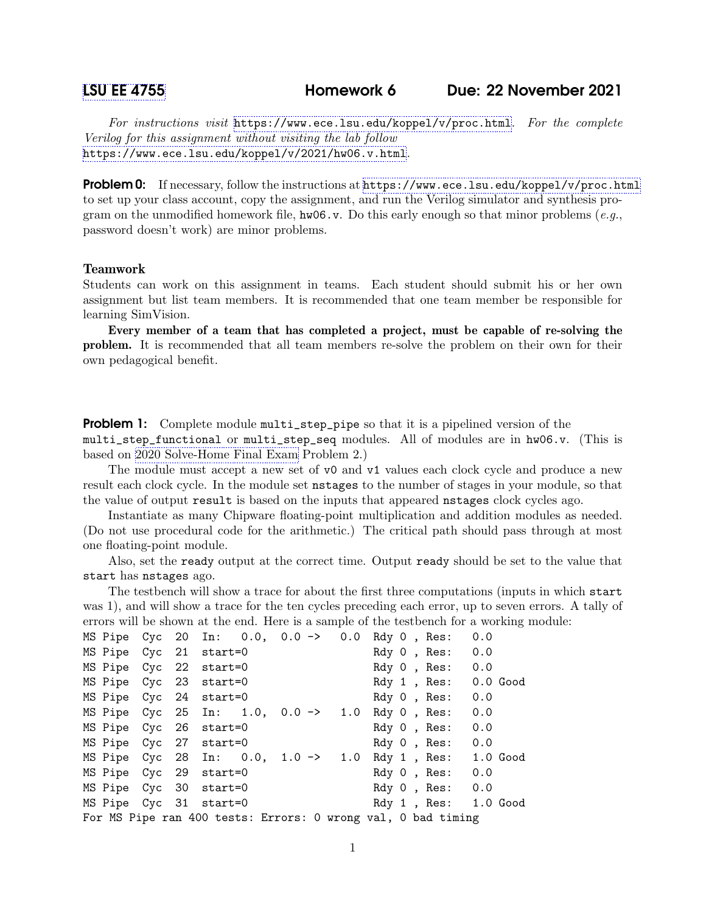[LSU EE 4755] **Homework 6** **Due: 22 November 2021**

*For instructions visit* https://www.ece.lsu.edu/koppel/v/proc.html. *For the complete Verilog for this assignment without visiting the lab follow* https://www.ece.lsu.edu/koppel/v/2021/hw06.v.html.

**Problem 0:** If necessary, follow the instructions at https://www.ece.lsu.edu/koppel/v/proc.html to set up your class account, copy the assignment, and run the Verilog simulator and synthesis program on the unmodified homework file, `hw06.v`. Do this early enough so that minor problems (*e.g.*, password doesn't work) are minor problems.

### Teamwork

Students can work on this assignment in teams. Each student should submit his or her own assignment but list team members. It is recommended that one team member be responsible for learning SimVision.

**Every member of a team that has completed a project, must be capable of re-solving the problem.** It is recommended that all team members re-solve the problem on their own for their own pedagogical benefit.

**Problem 1:** Complete module `multi_step_pipe` so that it is a pipelined version of the `multi_step_functional` or `multi_step_seq` modules. All of modules are in `hw06.v`. (This is based on 2020 Solve-Home Final Exam Problem 2.)

The module must accept a new set of `v0` and `v1` values each clock cycle and produce a new result each clock cycle. In the module set `nstages` to the number of stages in your module, so that the value of output `result` is based on the inputs that appeared `nstages` clock cycles ago.

Instantiate as many Chipware floating-point multiplication and addition modules as needed. (Do not use procedural code for the arithmetic.) The critical path should pass through at most one floating-point module.

Also, set the `ready` output at the correct time. Output `ready` should be set to the value that `start` has `nstages` ago.

The testbench will show a trace for about the first three computations (inputs in which `start` was 1), and will show a trace for the ten cycles preceding each error, up to seven errors. A tally of errors will be shown at the end. Here is a sample of the testbench for a working module:

```
MS Pipe  Cyc  20  In:   0.0,  0.0 ->   0.0  Rdy 0 , Res:   0.0
MS Pipe  Cyc  21  start=0                   Rdy 0 , Res:   0.0
MS Pipe  Cyc  22  start=0                   Rdy 0 , Res:   0.0
MS Pipe  Cyc  23  start=0                   Rdy 1 , Res:   0.0 Good
MS Pipe  Cyc  24  start=0                   Rdy 0 , Res:   0.0
MS Pipe  Cyc  25  In:   1.0,  0.0 ->   1.0  Rdy 0 , Res:   0.0
MS Pipe  Cyc  26  start=0                   Rdy 0 , Res:   0.0
MS Pipe  Cyc  27  start=0                   Rdy 0 , Res:   0.0
MS Pipe  Cyc  28  In:   0.0,  1.0 ->   1.0  Rdy 1 , Res:   1.0 Good
MS Pipe  Cyc  29  start=0                   Rdy 0 , Res:   0.0
MS Pipe  Cyc  30  start=0                   Rdy 0 , Res:   0.0
MS Pipe  Cyc  31  start=0                   Rdy 1 , Res:   1.0 Good
For MS Pipe ran 400 tests: Errors: 0 wrong val, 0 bad timing
```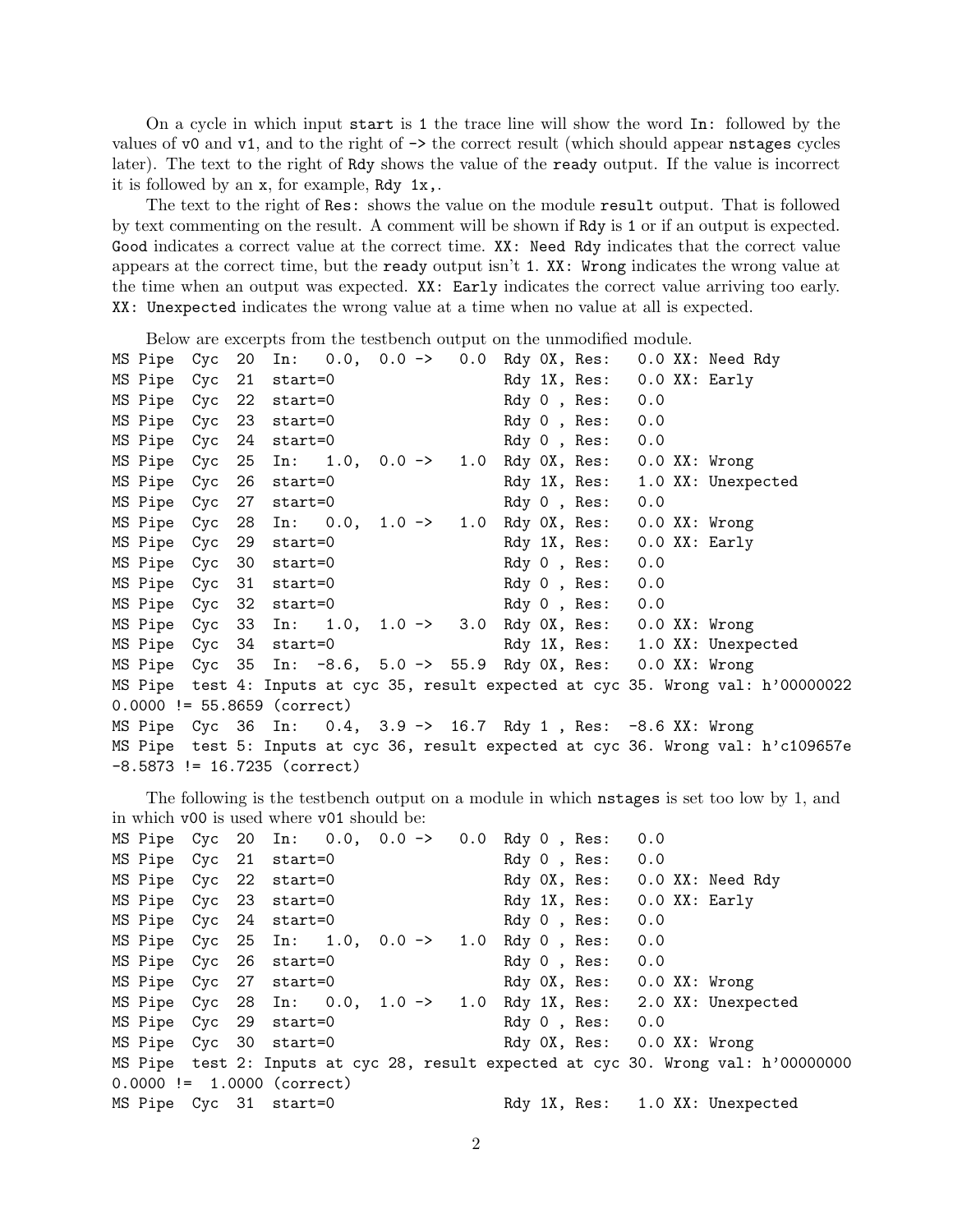On a cycle in which input `start` is `1` the trace line will show the word `In:` followed by the values of `v0` and `v1`, and to the right of `->` the correct result (which should appear `nstages` cycles later). The text to the right of `Rdy` shows the value of the `ready` output. If the value is incorrect it is followed by an `x`, for example, `Rdy 1x,`.

The text to the right of `Res:` shows the value on the module `result` output. That is followed by text commenting on the result. A comment will be shown if `Rdy` is `1` or if an output is expected. `Good` indicates a correct value at the correct time. `XX: Need Rdy` indicates that the correct value appears at the correct time, but the `ready` output isn't `1`. `XX: Wrong` indicates the wrong value at the time when an output was expected. `XX: Early` indicates the correct value arriving too early. `XX: Unexpected` indicates the wrong value at a time when no value at all is expected.

Below are excerpts from the testbench output on the unmodified module.

```
MS Pipe  Cyc  20  In:   0.0,  0.0 ->   0.0  Rdy 0X, Res:   0.0 XX: Need Rdy
MS Pipe  Cyc  21  start=0                   Rdy 1X, Res:   0.0 XX: Early
MS Pipe  Cyc  22  start=0                   Rdy 0 , Res:   0.0
MS Pipe  Cyc  23  start=0                   Rdy 0 , Res:   0.0
MS Pipe  Cyc  24  start=0                   Rdy 0 , Res:   0.0
MS Pipe  Cyc  25  In:   1.0,  0.0 ->   1.0  Rdy 0X, Res:   0.0 XX: Wrong
MS Pipe  Cyc  26  start=0                   Rdy 1X, Res:   1.0 XX: Unexpected
MS Pipe  Cyc  27  start=0                   Rdy 0 , Res:   0.0
MS Pipe  Cyc  28  In:   0.0,  1.0 ->   1.0  Rdy 0X, Res:   0.0 XX: Wrong
MS Pipe  Cyc  29  start=0                   Rdy 1X, Res:   0.0 XX: Early
MS Pipe  Cyc  30  start=0                   Rdy 0 , Res:   0.0
MS Pipe  Cyc  31  start=0                   Rdy 0 , Res:   0.0
MS Pipe  Cyc  32  start=0                   Rdy 0 , Res:   0.0
MS Pipe  Cyc  33  In:   1.0,  1.0 ->   3.0  Rdy 0X, Res:   0.0 XX: Wrong
MS Pipe  Cyc  34  start=0                   Rdy 1X, Res:   1.0 XX: Unexpected
MS Pipe  Cyc  35  In:  -8.6,  5.0 ->  55.9  Rdy 0X, Res:   0.0 XX: Wrong
MS Pipe  test 4: Inputs at cyc 35, result expected at cyc 35. Wrong val: h'00000022
0.0000 != 55.8659 (correct)
MS Pipe  Cyc  36  In:   0.4,  3.9 ->  16.7  Rdy 1 , Res:  -8.6 XX: Wrong
MS Pipe  test 5: Inputs at cyc 36, result expected at cyc 36. Wrong val: h'c109657e
-8.5873 != 16.7235 (correct)
```

The following is the testbench output on a module in which `nstages` is set too low by 1, and in which `v00` is used where `v01` should be:

```
MS Pipe  Cyc  20  In:   0.0,  0.0 ->   0.0  Rdy 0 , Res:   0.0
MS Pipe  Cyc  21  start=0                   Rdy 0 , Res:   0.0
MS Pipe  Cyc  22  start=0                   Rdy 0X, Res:   0.0 XX: Need Rdy
MS Pipe  Cyc  23  start=0                   Rdy 1X, Res:   0.0 XX: Early
MS Pipe  Cyc  24  start=0                   Rdy 0 , Res:   0.0
MS Pipe  Cyc  25  In:   1.0,  0.0 ->   1.0  Rdy 0 , Res:   0.0
MS Pipe  Cyc  26  start=0                   Rdy 0 , Res:   0.0
MS Pipe  Cyc  27  start=0                   Rdy 0X, Res:   0.0 XX: Wrong
MS Pipe  Cyc  28  In:   0.0,  1.0 ->   1.0  Rdy 1X, Res:   2.0 XX: Unexpected
MS Pipe  Cyc  29  start=0                   Rdy 0 , Res:   0.0
MS Pipe  Cyc  30  start=0                   Rdy 0X, Res:   0.0 XX: Wrong
MS Pipe  test 2: Inputs at cyc 28, result expected at cyc 30. Wrong val: h'00000000
0.0000 !=  1.0000 (correct)
MS Pipe  Cyc  31  start=0                   Rdy 1X, Res:   1.0 XX: Unexpected
```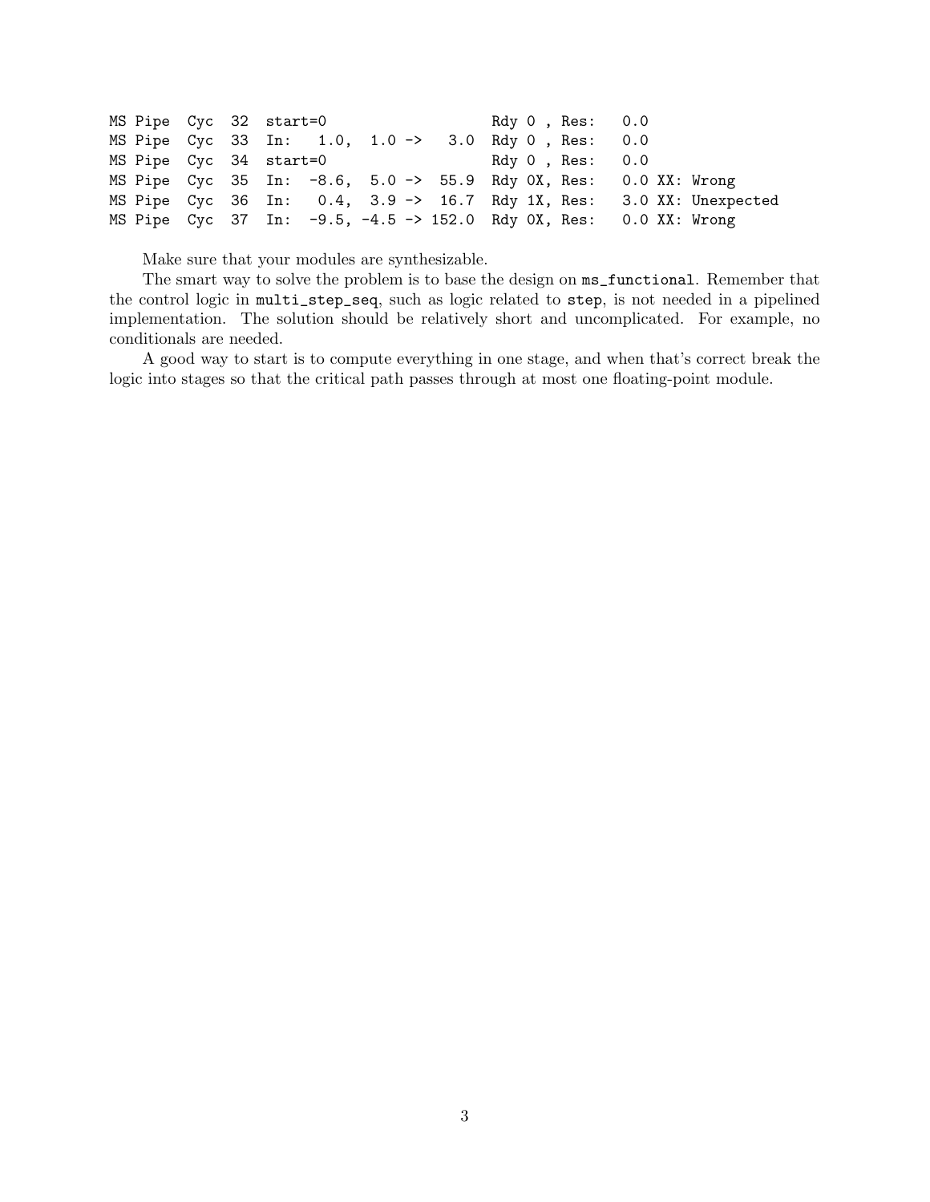```
MS Pipe  Cyc  32  start=0                   Rdy 0 , Res:   0.0
MS Pipe  Cyc  33  In:   1.0,  1.0 ->   3.0  Rdy 0 , Res:   0.0
MS Pipe  Cyc  34  start=0                   Rdy 0 , Res:   0.0
MS Pipe  Cyc  35  In:  -8.6,  5.0 ->  55.9  Rdy 0X, Res:   0.0 XX: Wrong
MS Pipe  Cyc  36  In:   0.4,  3.9 ->  16.7  Rdy 1X, Res:   3.0 XX: Unexpected
MS Pipe  Cyc  37  In:  -9.5, -4.5 -> 152.0  Rdy 0X, Res:   0.0 XX: Wrong
```

Make sure that your modules are synthesizable.

The smart way to solve the problem is to base the design on `ms_functional`. Remember that the control logic in `multi_step_seq`, such as logic related to `step`, is not needed in a pipelined implementation. The solution should be relatively short and uncomplicated. For example, no conditionals are needed.

A good way to start is to compute everything in one stage, and when that's correct break the logic into stages so that the critical path passes through at most one floating-point module.